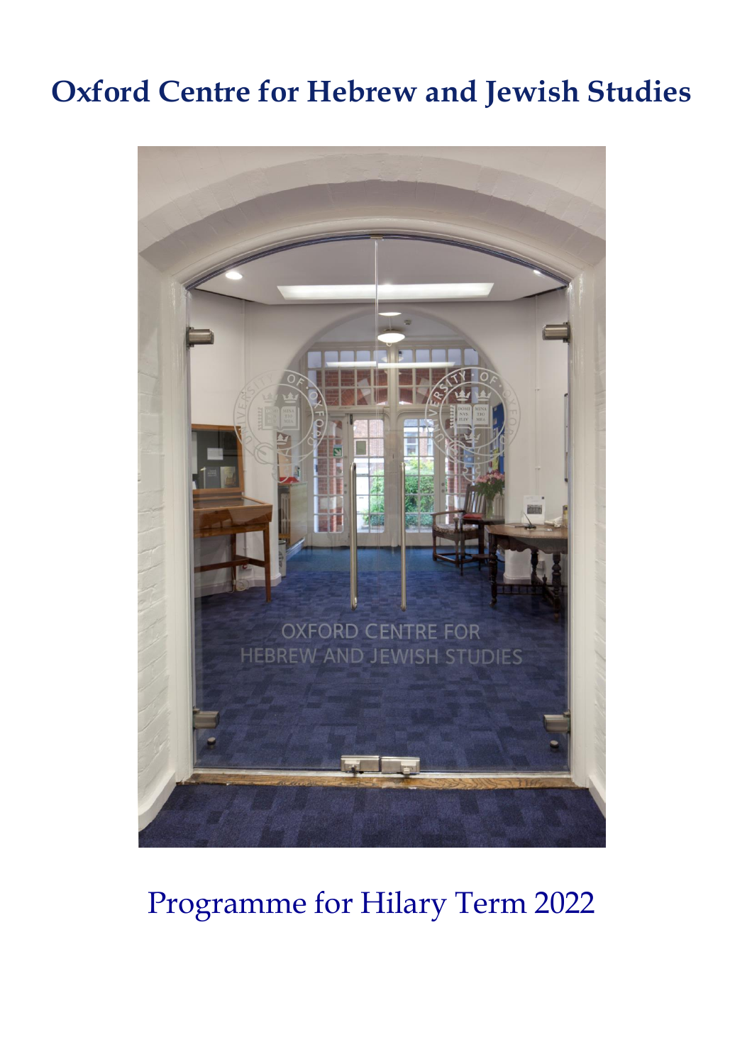# Oxford Centre for Hebrew and Jewish Studies

Programme for Hilary Term 2022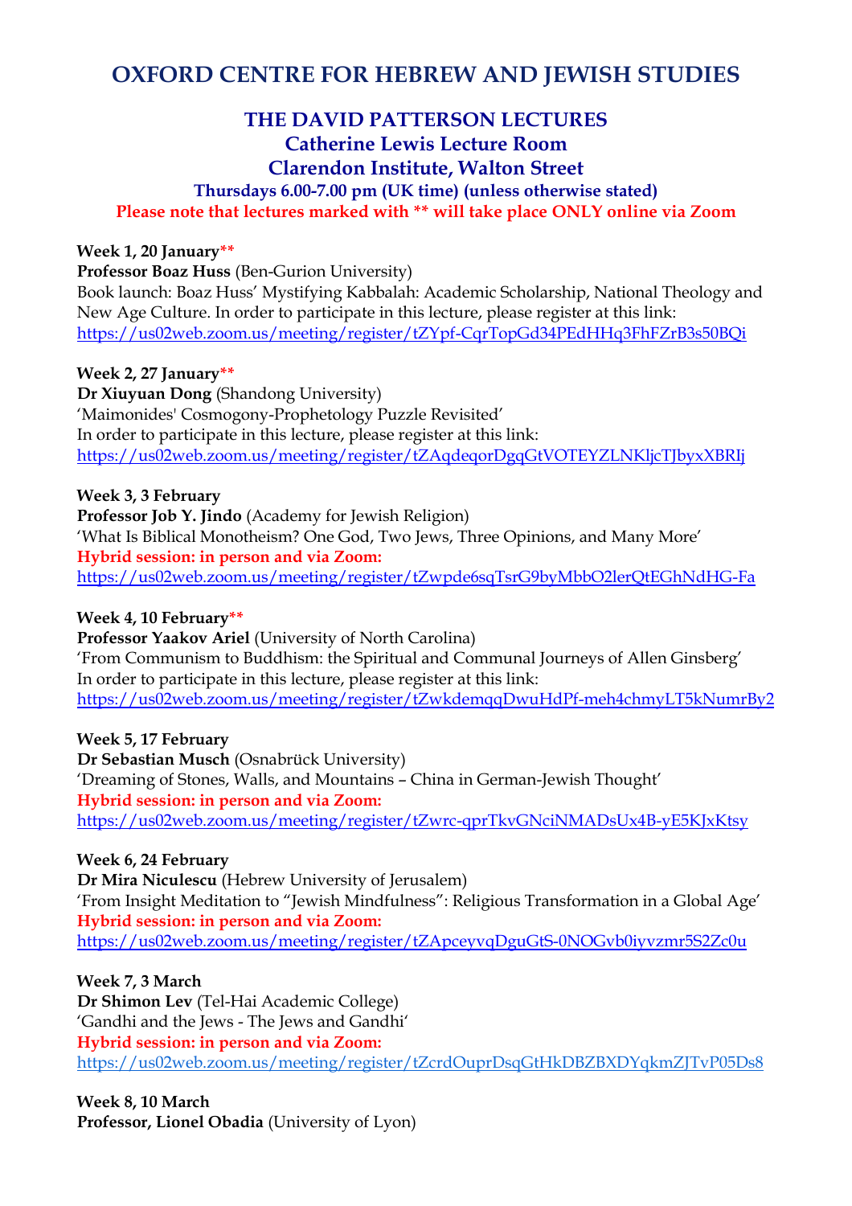# OXFORD CENTRE FOR HEBREW AND JEWISH STUDIES

## THE DAVID PATTERSON LECTURES
## Catherine Lewis Lecture Room
## Clarendon Institute, Walton Street

**Thursdays 6.00-7.00 pm (UK time) (unless otherwise stated)**

**Please note that lectures marked with ** will take place ONLY online via Zoom**

**Week 1, 20 January****
**Professor Boaz Huss** (Ben-Gurion University)
Book launch: Boaz Huss' Mystifying Kabbalah: Academic Scholarship, National Theology and New Age Culture. In order to participate in this lecture, please register at this link:
https://us02web.zoom.us/meeting/register/tZYpf-CqrTopGd34PEdHHq3FhFZrB3s50BQi

**Week 2, 27 January****
**Dr Xiuyuan Dong** (Shandong University)
'Maimonides' Cosmogony-Prophetology Puzzle Revisited'
In order to participate in this lecture, please register at this link:
https://us02web.zoom.us/meeting/register/tZAqdeqorDgqGtVOTEYZLNKljcTJbyxXBRIj

**Week 3, 3 February**
**Professor Job Y. Jindo** (Academy for Jewish Religion)
'What Is Biblical Monotheism? One God, Two Jews, Three Opinions, and Many More'
**Hybrid session: in person and via Zoom:**
https://us02web.zoom.us/meeting/register/tZwpde6sqTsrG9byMbbO2lerQtEGhNdHG-Fa

**Week 4, 10 February****
**Professor Yaakov Ariel** (University of North Carolina)
'From Communism to Buddhism: the Spiritual and Communal Journeys of Allen Ginsberg'
In order to participate in this lecture, please register at this link:
https://us02web.zoom.us/meeting/register/tZwkdemqqDwuHdPf-meh4chmyLT5kNumrBy2

**Week 5, 17 February**
**Dr Sebastian Musch** (Osnabrück University)
'Dreaming of Stones, Walls, and Mountains – China in German-Jewish Thought'
**Hybrid session: in person and via Zoom:**
https://us02web.zoom.us/meeting/register/tZwrc-qprTkvGNciNMADsUx4B-yE5KJxKtsy

**Week 6, 24 February**
**Dr Mira Niculescu** (Hebrew University of Jerusalem)
'From Insight Meditation to "Jewish Mindfulness": Religious Transformation in a Global Age'
**Hybrid session: in person and via Zoom:**
https://us02web.zoom.us/meeting/register/tZApceyvqDguGtS-0NOGvb0iyvzmr5S2Zc0u

**Week 7, 3 March**
**Dr Shimon Lev** (Tel-Hai Academic College)
'Gandhi and the Jews - The Jews and Gandhi'
**Hybrid session: in person and via Zoom:**
https://us02web.zoom.us/meeting/register/tZcrdOuprDsqGtHkDBZBXDYqkmZJTvP05Ds8

**Week 8, 10 March**
**Professor, Lionel Obadia** (University of Lyon)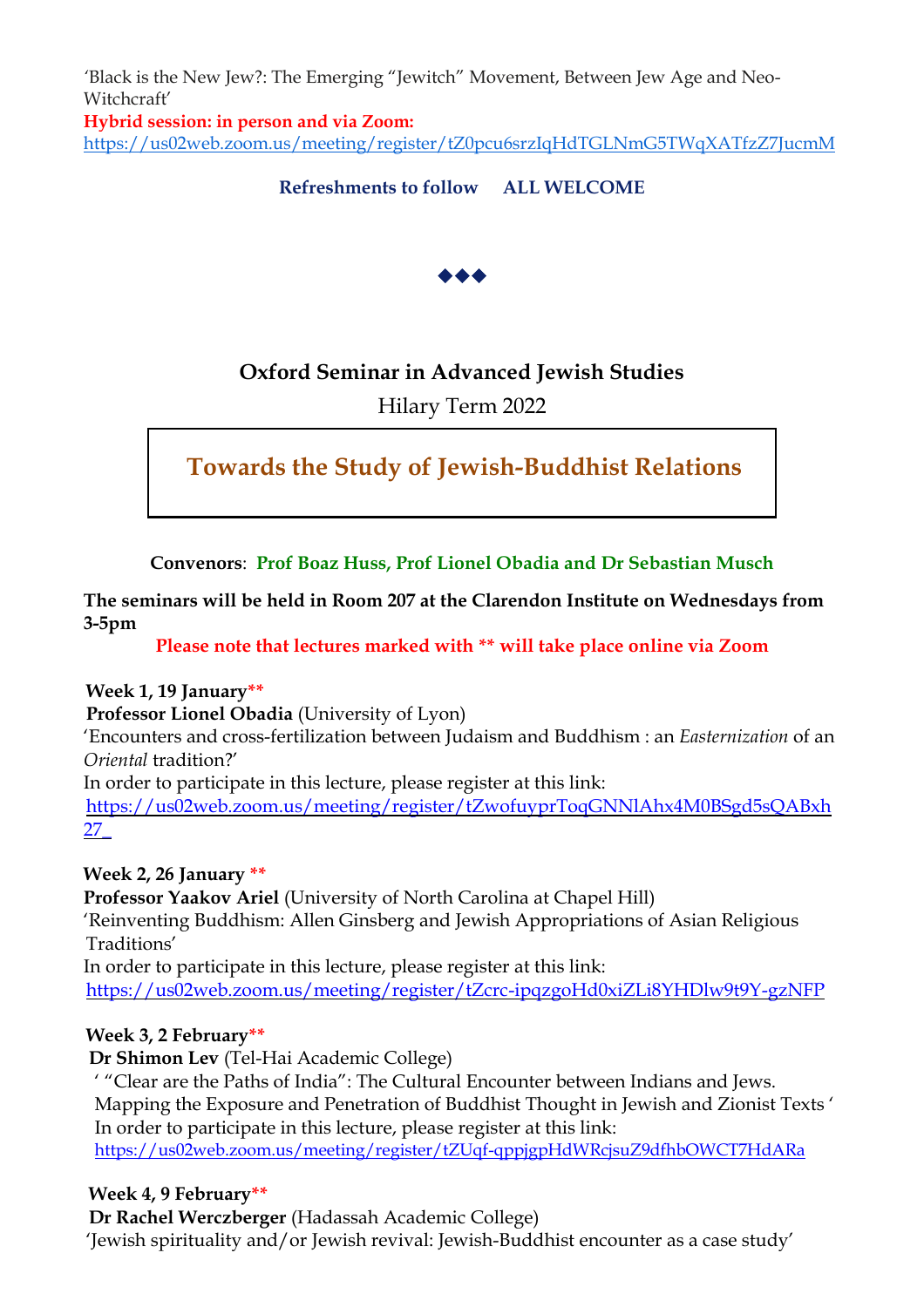'Black is the New Jew?: The Emerging "Jewitch" Movement, Between Jew Age and Neo-Witchcraft'

**Hybrid session: in person and via Zoom:**
https://us02web.zoom.us/meeting/register/tZ0pcu6srzIqHdTGLNmG5TWqXATfzZ7JucmM

**Refreshments to follow     ALL WELCOME**

◆◆◆

## Oxford Seminar in Advanced Jewish Studies

Hilary Term 2022

### Towards the Study of Jewish-Buddhist Relations

**Convenors**: **Prof Boaz Huss, Prof Lionel Obadia and Dr Sebastian Musch**

**The seminars will be held in Room 207 at the Clarendon Institute on Wednesdays from 3-5pm**

**Please note that lectures marked with ** will take place online via Zoom**

**Week 1, 19 January****
**Professor Lionel Obadia** (University of Lyon)
'Encounters and cross-fertilization between Judaism and Buddhism : an *Easternization* of an *Oriental* tradition?'
In order to participate in this lecture, please register at this link:
https://us02web.zoom.us/meeting/register/tZwofuyprToqGNNlAhx4M0BSgd5sQABxh27_

**Week 2, 26 January ****
**Professor Yaakov Ariel** (University of North Carolina at Chapel Hill)
'Reinventing Buddhism: Allen Ginsberg and Jewish Appropriations of Asian Religious Traditions'
In order to participate in this lecture, please register at this link:
https://us02web.zoom.us/meeting/register/tZcrc-ipqzgoHd0xiZLi8YHDlw9t9Y-gzNFP

**Week 3, 2 February****
**Dr Shimon Lev** (Tel-Hai Academic College)
' "Clear are the Paths of India": The Cultural Encounter between Indians and Jews. Mapping the Exposure and Penetration of Buddhist Thought in Jewish and Zionist Texts '
In order to participate in this lecture, please register at this link:
https://us02web.zoom.us/meeting/register/tZUqf-qppjgpHdWRcjsuZ9dfhbOWCT7HdARa

**Week 4, 9 February****
**Dr Rachel Werczberger** (Hadassah Academic College)
'Jewish spirituality and/or Jewish revival: Jewish-Buddhist encounter as a case study'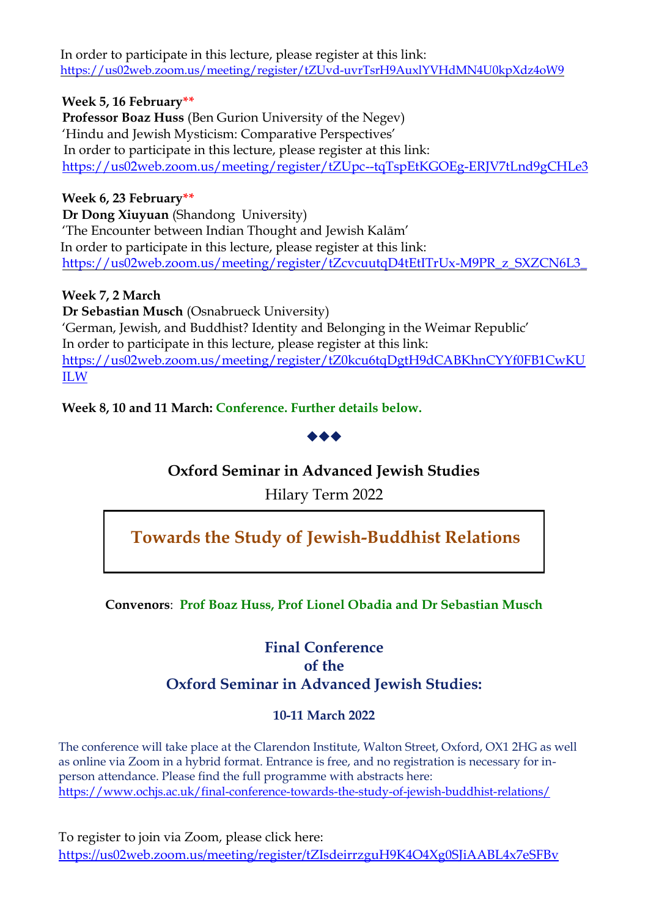In order to participate in this lecture, please register at this link:
https://us02web.zoom.us/meeting/register/tZUvd-uvrTsrH9AuxlYVHdMN4U0kpXdz4oW9

**Week 5, 16 February****
**Professor Boaz Huss** (Ben Gurion University of the Negev)
'Hindu and Jewish Mysticism: Comparative Perspectives'
In order to participate in this lecture, please register at this link:
https://us02web.zoom.us/meeting/register/tZUpc--tqTspEtKGOEg-ERJV7tLnd9gCHLe3

**Week 6, 23 February****
**Dr Dong Xiuyuan** (Shandong University)
'The Encounter between Indian Thought and Jewish Kalām'
In order to participate in this lecture, please register at this link:
https://us02web.zoom.us/meeting/register/tZcvcuutqD4tEtITrUx-M9PR_z_SXZCN6L3_

**Week 7, 2 March**
**Dr Sebastian Musch** (Osnabrueck University)
'German, Jewish, and Buddhist? Identity and Belonging in the Weimar Republic'
In order to participate in this lecture, please register at this link:
https://us02web.zoom.us/meeting/register/tZ0kcu6tqDgtH9dCABKhnCYYf0FB1CwKUILW

**Week 8, 10 and 11 March: Conference. Further details below.**

◆◆◆

## Oxford Seminar in Advanced Jewish Studies

Hilary Term 2022

## Towards the Study of Jewish-Buddhist Relations

**Convenors**: **Prof Boaz Huss, Prof Lionel Obadia and Dr Sebastian Musch**

## Final Conference of the Oxford Seminar in Advanced Jewish Studies:

**10-11 March 2022**

The conference will take place at the Clarendon Institute, Walton Street, Oxford, OX1 2HG as well as online via Zoom in a hybrid format. Entrance is free, and no registration is necessary for in-person attendance. Please find the full programme with abstracts here:
https://www.ochjs.ac.uk/final-conference-towards-the-study-of-jewish-buddhist-relations/

To register to join via Zoom, please click here:
https://us02web.zoom.us/meeting/register/tZIsdeirrzguH9K4O4Xg0SJiAABL4x7eSFBv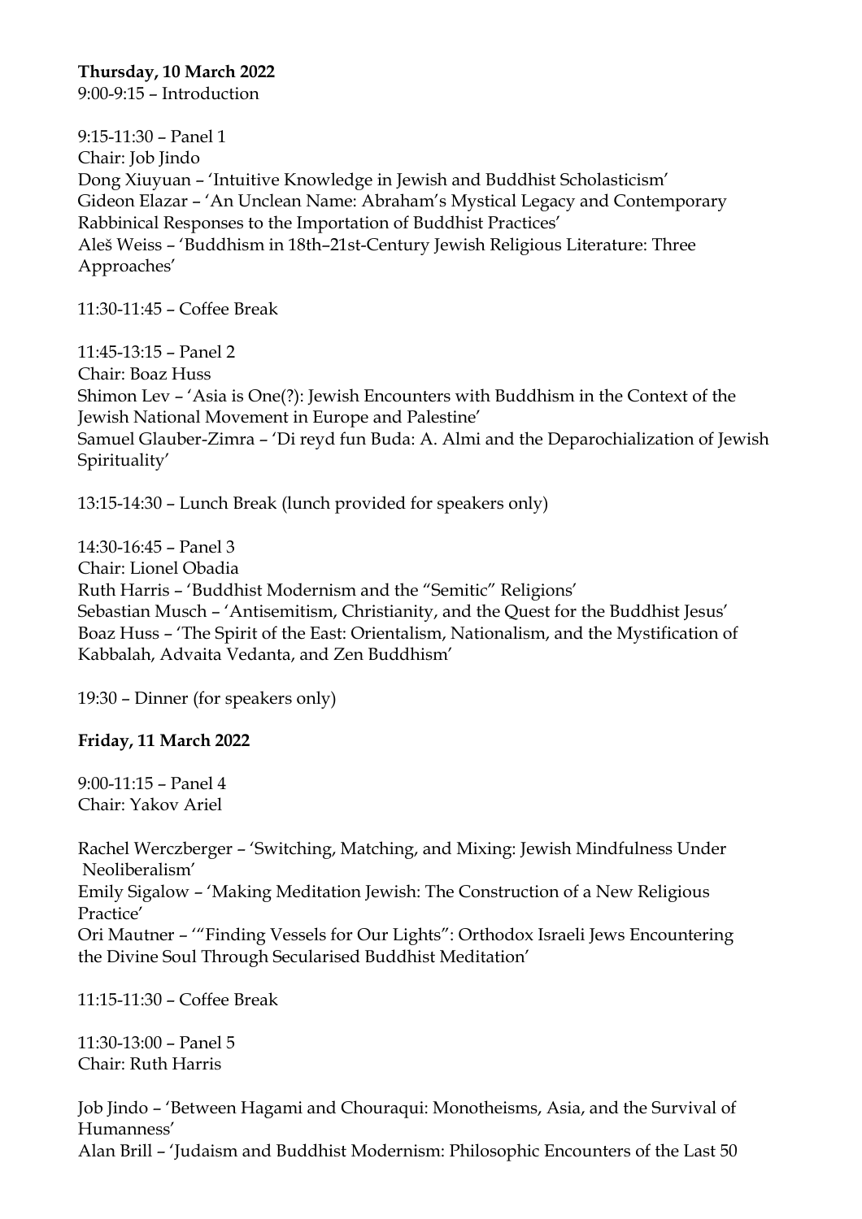**Thursday, 10 March 2022**

9:00-9:15 – Introduction

9:15-11:30 – Panel 1
Chair: Job Jindo
Dong Xiuyuan – 'Intuitive Knowledge in Jewish and Buddhist Scholasticism'
Gideon Elazar – 'An Unclean Name: Abraham's Mystical Legacy and Contemporary Rabbinical Responses to the Importation of Buddhist Practices'
Aleš Weiss – 'Buddhism in 18th–21st-Century Jewish Religious Literature: Three Approaches'

11:30-11:45 – Coffee Break

11:45-13:15 – Panel 2
Chair: Boaz Huss
Shimon Lev – 'Asia is One(?): Jewish Encounters with Buddhism in the Context of the Jewish National Movement in Europe and Palestine'
Samuel Glauber-Zimra – 'Di reyd fun Buda: A. Almi and the Deparochialization of Jewish Spirituality'

13:15-14:30 – Lunch Break (lunch provided for speakers only)

14:30-16:45 – Panel 3
Chair: Lionel Obadia
Ruth Harris – 'Buddhist Modernism and the "Semitic" Religions'
Sebastian Musch – 'Antisemitism, Christianity, and the Quest for the Buddhist Jesus'
Boaz Huss – 'The Spirit of the East: Orientalism, Nationalism, and the Mystification of Kabbalah, Advaita Vedanta, and Zen Buddhism'

19:30 – Dinner (for speakers only)

**Friday, 11 March 2022**

9:00-11:15 – Panel 4
Chair: Yakov Ariel

Rachel Werczberger – 'Switching, Matching, and Mixing: Jewish Mindfulness Under Neoliberalism'
Emily Sigalow – 'Making Meditation Jewish: The Construction of a New Religious Practice'
Ori Mautner – '"Finding Vessels for Our Lights": Orthodox Israeli Jews Encountering the Divine Soul Through Secularised Buddhist Meditation'

11:15-11:30 – Coffee Break

11:30-13:00 – Panel 5
Chair: Ruth Harris

Job Jindo – 'Between Hagami and Chouraqui: Monotheisms, Asia, and the Survival of Humanness'
Alan Brill – 'Judaism and Buddhist Modernism: Philosophic Encounters of the Last 50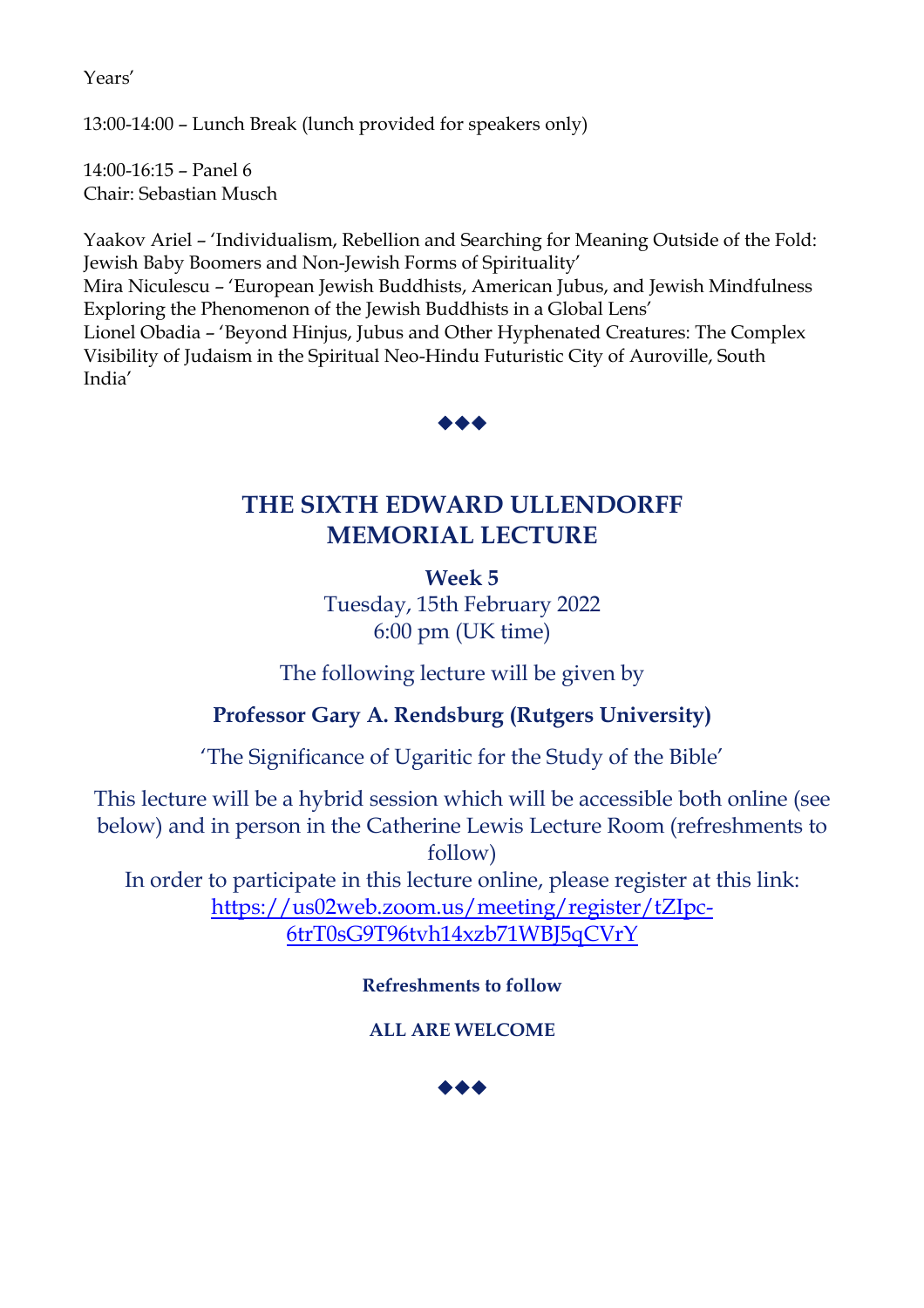Years'

13:00-14:00 – Lunch Break (lunch provided for speakers only)

14:00-16:15 – Panel 6
Chair: Sebastian Musch

Yaakov Ariel – 'Individualism, Rebellion and Searching for Meaning Outside of the Fold: Jewish Baby Boomers and Non-Jewish Forms of Spirituality'
Mira Niculescu – 'European Jewish Buddhists, American Jubus, and Jewish Mindfulness Exploring the Phenomenon of the Jewish Buddhists in a Global Lens'
Lionel Obadia – 'Beyond Hinjus, Jubus and Other Hyphenated Creatures: The Complex Visibility of Judaism in the Spiritual Neo-Hindu Futuristic City of Auroville, South India'

◆◆◆

## THE SIXTH EDWARD ULLENDORFF MEMORIAL LECTURE

**Week 5**
Tuesday, 15th February 2022
6:00 pm (UK time)

The following lecture will be given by

**Professor Gary A. Rendsburg (Rutgers University)**

'The Significance of Ugaritic for the Study of the Bible'

This lecture will be a hybrid session which will be accessible both online (see below) and in person in the Catherine Lewis Lecture Room (refreshments to follow)
In order to participate in this lecture online, please register at this link: https://us02web.zoom.us/meeting/register/tZIpc-6trT0sG9T96tvh14xzb71WBJ5qCVrY

**Refreshments to follow**

**ALL ARE WELCOME**

◆◆◆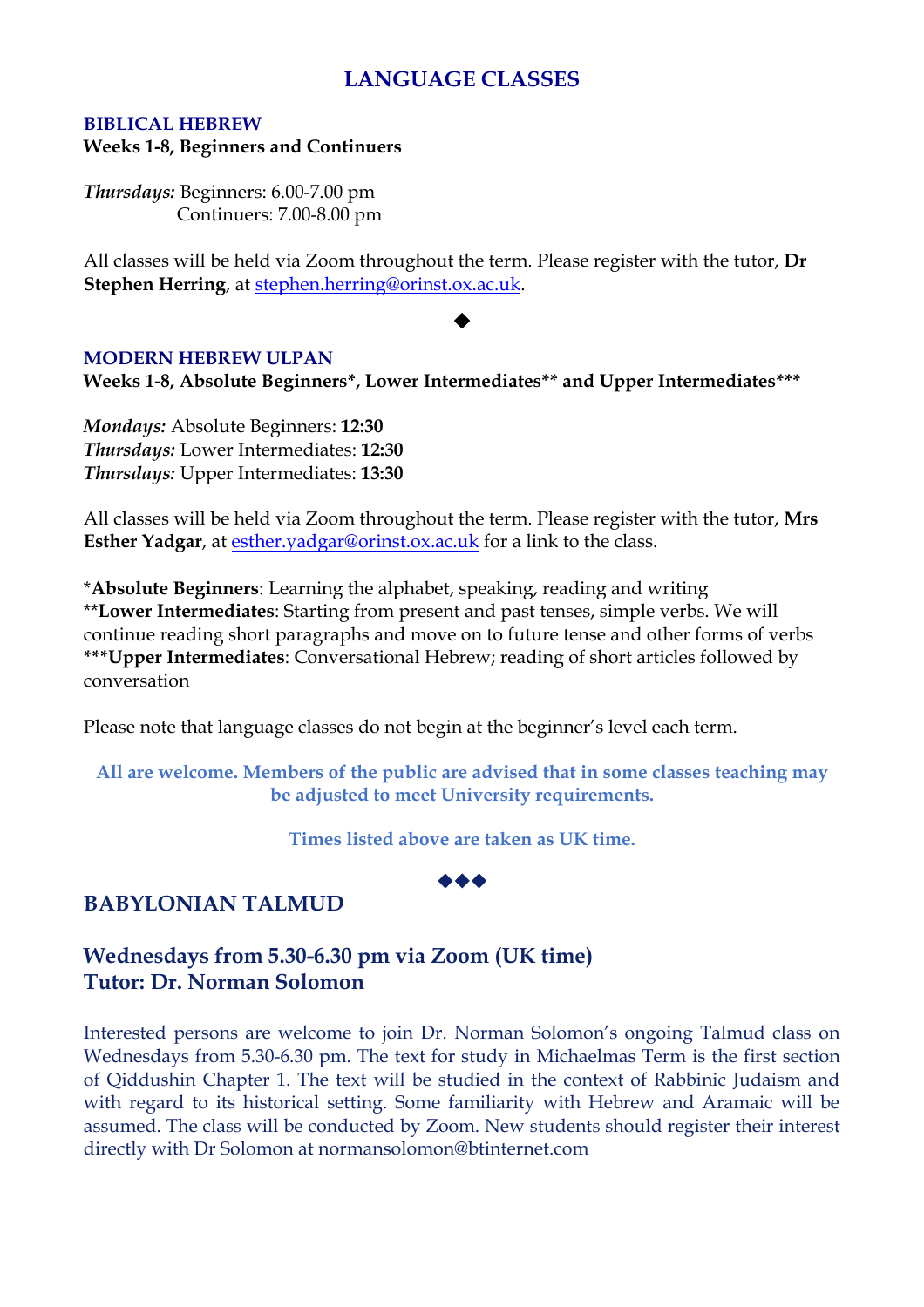# LANGUAGE CLASSES

## BIBLICAL HEBREW

**Weeks 1-8, Beginners and Continuers**

***Thursdays:*** Beginners: 6.00-7.00 pm
Continuers: 7.00-8.00 pm

All classes will be held via Zoom throughout the term. Please register with the tutor, **Dr Stephen Herring**, at stephen.herring@orinst.ox.ac.uk.

◆

## MODERN HEBREW ULPAN

**Weeks 1-8, Absolute Beginners*, Lower Intermediates** and Upper Intermediates*****

***Mondays:*** Absolute Beginners: **12:30**
***Thursdays:*** Lower Intermediates: **12:30**
***Thursdays:*** Upper Intermediates: **13:30**

All classes will be held via Zoom throughout the term. Please register with the tutor, **Mrs Esther Yadgar**, at esther.yadgar@orinst.ox.ac.uk for a link to the class.

***Absolute Beginners**: Learning the alphabet, speaking, reading and writing
****Lower Intermediates**: Starting from present and past tenses, simple verbs. We will continue reading short paragraphs and move on to future tense and other forms of verbs
*****Upper Intermediates**: Conversational Hebrew; reading of short articles followed by conversation

Please note that language classes do not begin at the beginner's level each term.

**All are welcome. Members of the public are advised that in some classes teaching may be adjusted to meet University requirements.**

**Times listed above are taken as UK time.**

◆◆◆

## BABYLONIAN TALMUD

### Wednesdays from 5.30-6.30 pm via Zoom (UK time)
### Tutor: Dr. Norman Solomon

Interested persons are welcome to join Dr. Norman Solomon's ongoing Talmud class on Wednesdays from 5.30-6.30 pm. The text for study in Michaelmas Term is the first section of Qiddushin Chapter 1. The text will be studied in the context of Rabbinic Judaism and with regard to its historical setting. Some familiarity with Hebrew and Aramaic will be assumed. The class will be conducted by Zoom. New students should register their interest directly with Dr Solomon at normansolomon@btinternet.com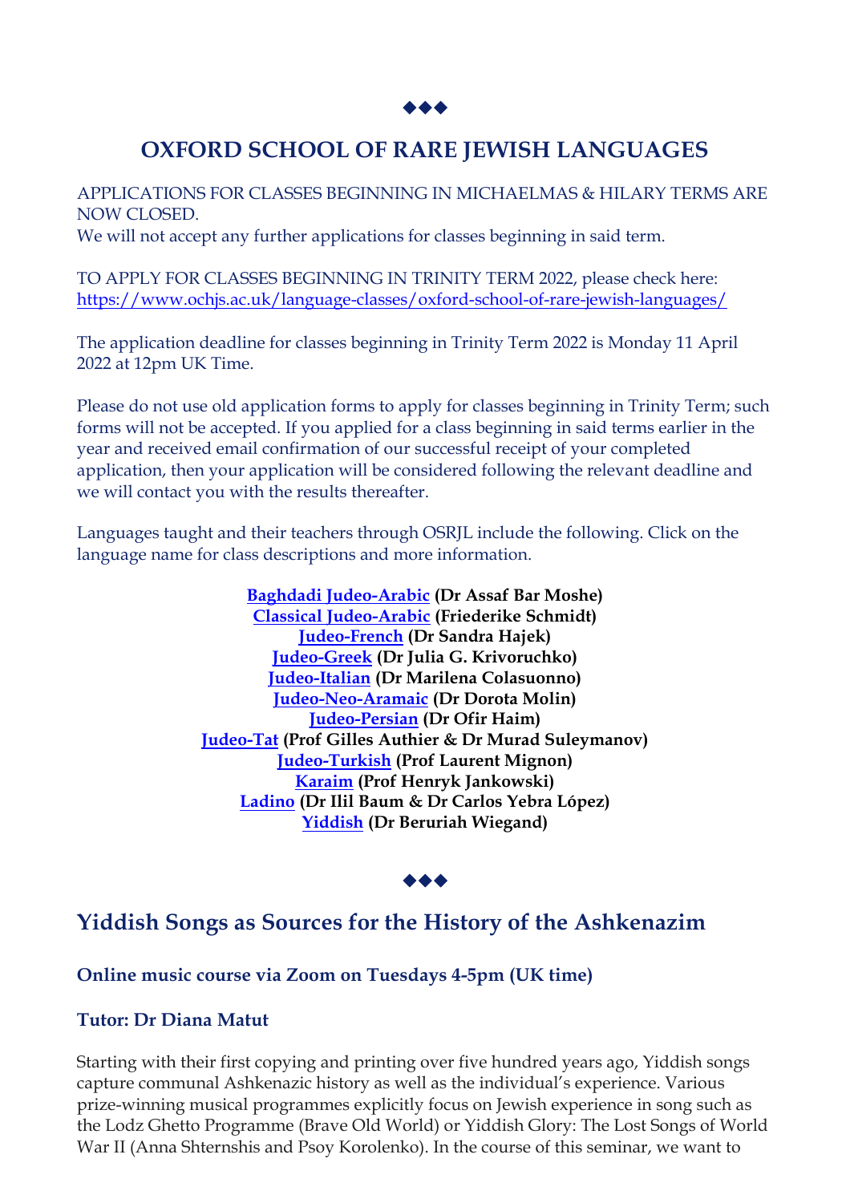◆◆◆

## OXFORD SCHOOL OF RARE JEWISH LANGUAGES

APPLICATIONS FOR CLASSES BEGINNING IN MICHAELMAS & HILARY TERMS ARE NOW CLOSED.
We will not accept any further applications for classes beginning in said term.

TO APPLY FOR CLASSES BEGINNING IN TRINITY TERM 2022, please check here: https://www.ochjs.ac.uk/language-classes/oxford-school-of-rare-jewish-languages/

The application deadline for classes beginning in Trinity Term 2022 is Monday 11 April 2022 at 12pm UK Time.

Please do not use old application forms to apply for classes beginning in Trinity Term; such forms will not be accepted. If you applied for a class beginning in said terms earlier in the year and received email confirmation of our successful receipt of your completed application, then your application will be considered following the relevant deadline and we will contact you with the results thereafter.

Languages taught and their teachers through OSRJL include the following. Click on the language name for class descriptions and more information.

**Baghdadi Judeo-Arabic (Dr Assaf Bar Moshe)**
**Classical Judeo-Arabic (Friederike Schmidt)**
**Judeo-French (Dr Sandra Hajek)**
**Judeo-Greek (Dr Julia G. Krivoruchko)**
**Judeo-Italian (Dr Marilena Colasuonno)**
**Judeo-Neo-Aramaic (Dr Dorota Molin)**
**Judeo-Persian (Dr Ofir Haim)**
**Judeo-Tat (Prof Gilles Authier & Dr Murad Suleymanov)**
**Judeo-Turkish (Prof Laurent Mignon)**
**Karaim (Prof Henryk Jankowski)**
**Ladino (Dr Ilil Baum & Dr Carlos Yebra López)**
**Yiddish (Dr Beruriah Wiegand)**

◆◆◆

## Yiddish Songs as Sources for the History of the Ashkenazim

### Online music course via Zoom on Tuesdays 4-5pm (UK time)

### Tutor: Dr Diana Matut

Starting with their first copying and printing over five hundred years ago, Yiddish songs capture communal Ashkenazic history as well as the individual's experience. Various prize-winning musical programmes explicitly focus on Jewish experience in song such as the Lodz Ghetto Programme (Brave Old World) or Yiddish Glory: The Lost Songs of World War II (Anna Shternshis and Psoy Korolenko). In the course of this seminar, we want to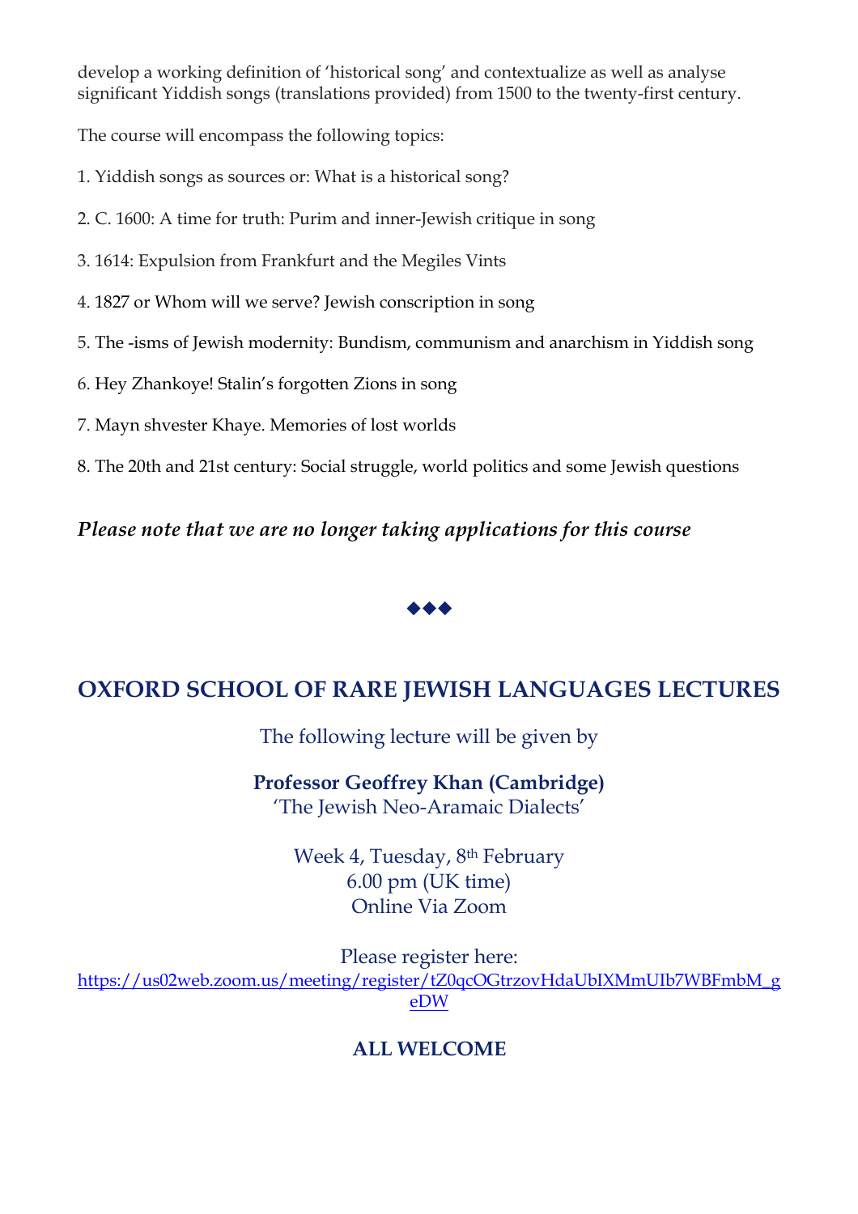develop a working definition of 'historical song' and contextualize as well as analyse significant Yiddish songs (translations provided) from 1500 to the twenty-first century.

The course will encompass the following topics:

1. Yiddish songs as sources or: What is a historical song?

2. C. 1600: A time for truth: Purim and inner-Jewish critique in song

3. 1614: Expulsion from Frankfurt and the Megiles Vints

4. 1827 or Whom will we serve? Jewish conscription in song

5. The -isms of Jewish modernity: Bundism, communism and anarchism in Yiddish song

6. Hey Zhankoye! Stalin's forgotten Zions in song

7. Mayn shvester Khaye. Memories of lost worlds

8. The 20th and 21st century: Social struggle, world politics and some Jewish questions

***Please note that we are no longer taking applications for this course***

◆◆◆

## OXFORD SCHOOL OF RARE JEWISH LANGUAGES LECTURES

The following lecture will be given by

**Professor Geoffrey Khan (Cambridge)**
'The Jewish Neo-Aramaic Dialects'

Week 4, Tuesday, 8th February
6.00 pm (UK time)
Online Via Zoom

Please register here:
https://us02web.zoom.us/meeting/register/tZ0qcOGtrzovHdaUbIXMmUIb7WBFmbM_geDW

**ALL WELCOME**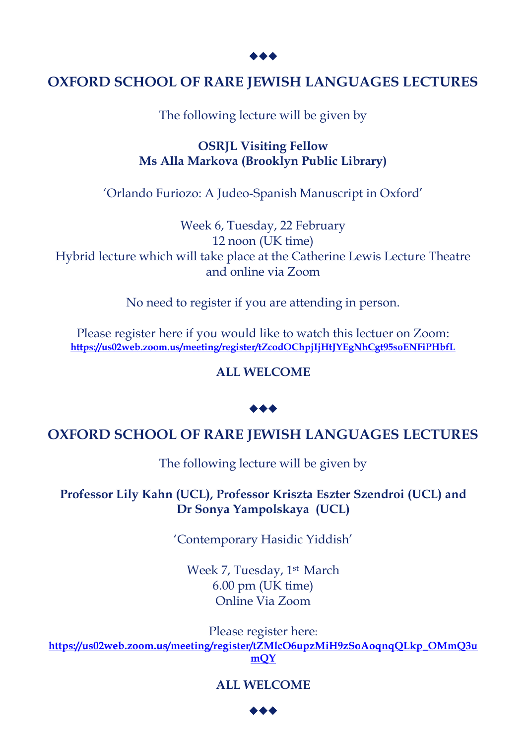◆◆◆

## OXFORD SCHOOL OF RARE JEWISH LANGUAGES LECTURES

The following lecture will be given by

**OSRJL Visiting Fellow**
**Ms Alla Markova (Brooklyn Public Library)**

'Orlando Furiozo: A Judeo-Spanish Manuscript in Oxford'

Week 6, Tuesday, 22 February
12 noon (UK time)
Hybrid lecture which will take place at the Catherine Lewis Lecture Theatre and online via Zoom

No need to register if you are attending in person.

Please register here if you would like to watch this lectuer on Zoom:
**https://us02web.zoom.us/meeting/register/tZcodOChpjIjHtJYEgNhCgt95soENFiPHbfL**

**ALL WELCOME**

◆◆◆

## OXFORD SCHOOL OF RARE JEWISH LANGUAGES LECTURES

The following lecture will be given by

**Professor Lily Kahn (UCL), Professor Kriszta Eszter Szendroi (UCL) and Dr Sonya Yampolskaya (UCL)**

'Contemporary Hasidic Yiddish'

Week 7, Tuesday, 1st March
6.00 pm (UK time)
Online Via Zoom

Please register here:
**https://us02web.zoom.us/meeting/register/tZMlcO6upzMiH9zSoAoqnqQLkp_OMmQ3umQY**

**ALL WELCOME**

◆◆◆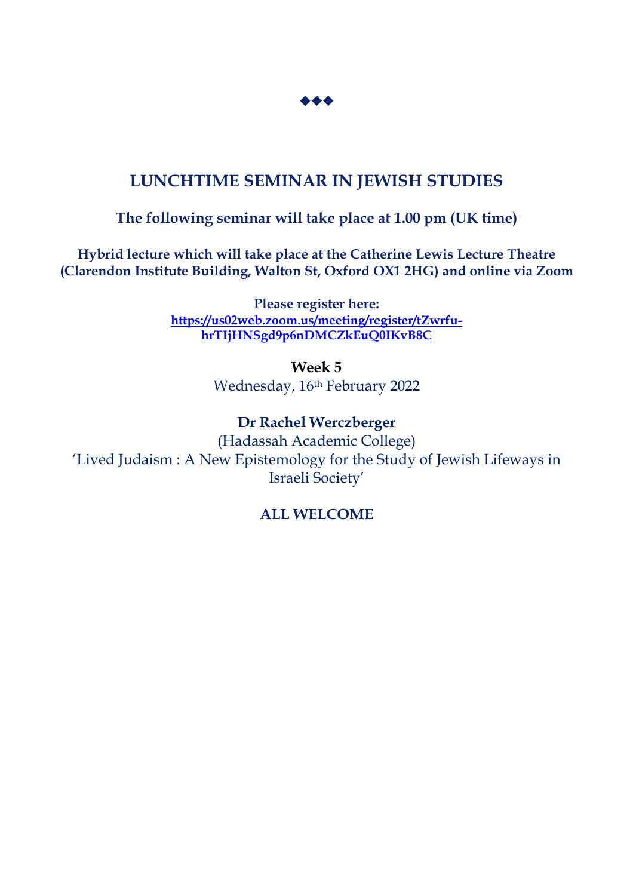◆◆◆

## LUNCHTIME SEMINAR IN JEWISH STUDIES

**The following seminar will take place at 1.00 pm (UK time)**

**Hybrid lecture which will take place at the Catherine Lewis Lecture Theatre (Clarendon Institute Building, Walton St, Oxford OX1 2HG) and online via Zoom**

**Please register here:**
**https://us02web.zoom.us/meeting/register/tZwrfu-hrTIjHNSgd9p6nDMCZkEuQ0IKvB8C**

**Week 5**
Wednesday, 16th February 2022

**Dr Rachel Werczberger**
(Hadassah Academic College)
'Lived Judaism : A New Epistemology for the Study of Jewish Lifeways in Israeli Society'

**ALL WELCOME**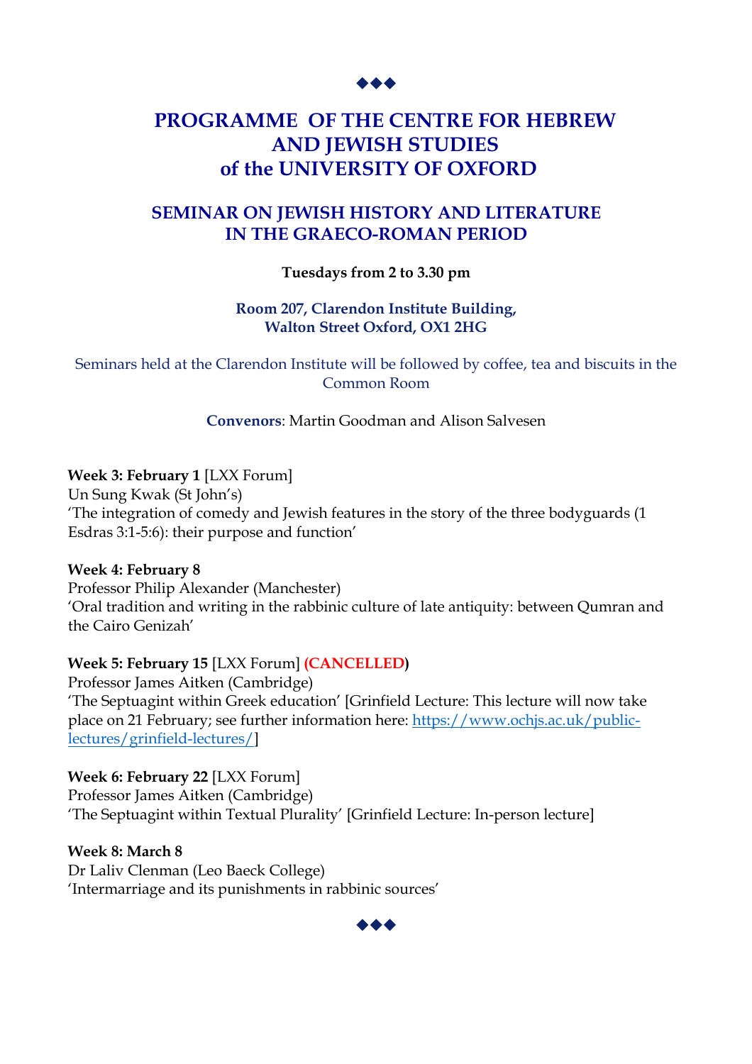◆◆◆

# PROGRAMME OF THE CENTRE FOR HEBREW AND JEWISH STUDIES of the UNIVERSITY OF OXFORD

## SEMINAR ON JEWISH HISTORY AND LITERATURE IN THE GRAECO-ROMAN PERIOD

**Tuesdays from 2 to 3.30 pm**

**Room 207, Clarendon Institute Building, Walton Street Oxford, OX1 2HG**

Seminars held at the Clarendon Institute will be followed by coffee, tea and biscuits in the Common Room

**Convenors**: Martin Goodman and Alison Salvesen

**Week 3: February 1** [LXX Forum]
Un Sung Kwak (St John's)
'The integration of comedy and Jewish features in the story of the three bodyguards (1 Esdras 3:1-5:6): their purpose and function'

**Week 4: February 8**
Professor Philip Alexander (Manchester)
'Oral tradition and writing in the rabbinic culture of late antiquity: between Qumran and the Cairo Genizah'

**Week 5: February 15** [LXX Forum] **(CANCELLED)**
Professor James Aitken (Cambridge)
'The Septuagint within Greek education' [Grinfield Lecture: This lecture will now take place on 21 February; see further information here: https://www.ochjs.ac.uk/public-lectures/grinfield-lectures/]

**Week 6: February 22** [LXX Forum]
Professor James Aitken (Cambridge)
'The Septuagint within Textual Plurality' [Grinfield Lecture: In-person lecture]

**Week 8: March 8**
Dr Laliv Clenman (Leo Baeck College)
'Intermarriage and its punishments in rabbinic sources'

◆◆◆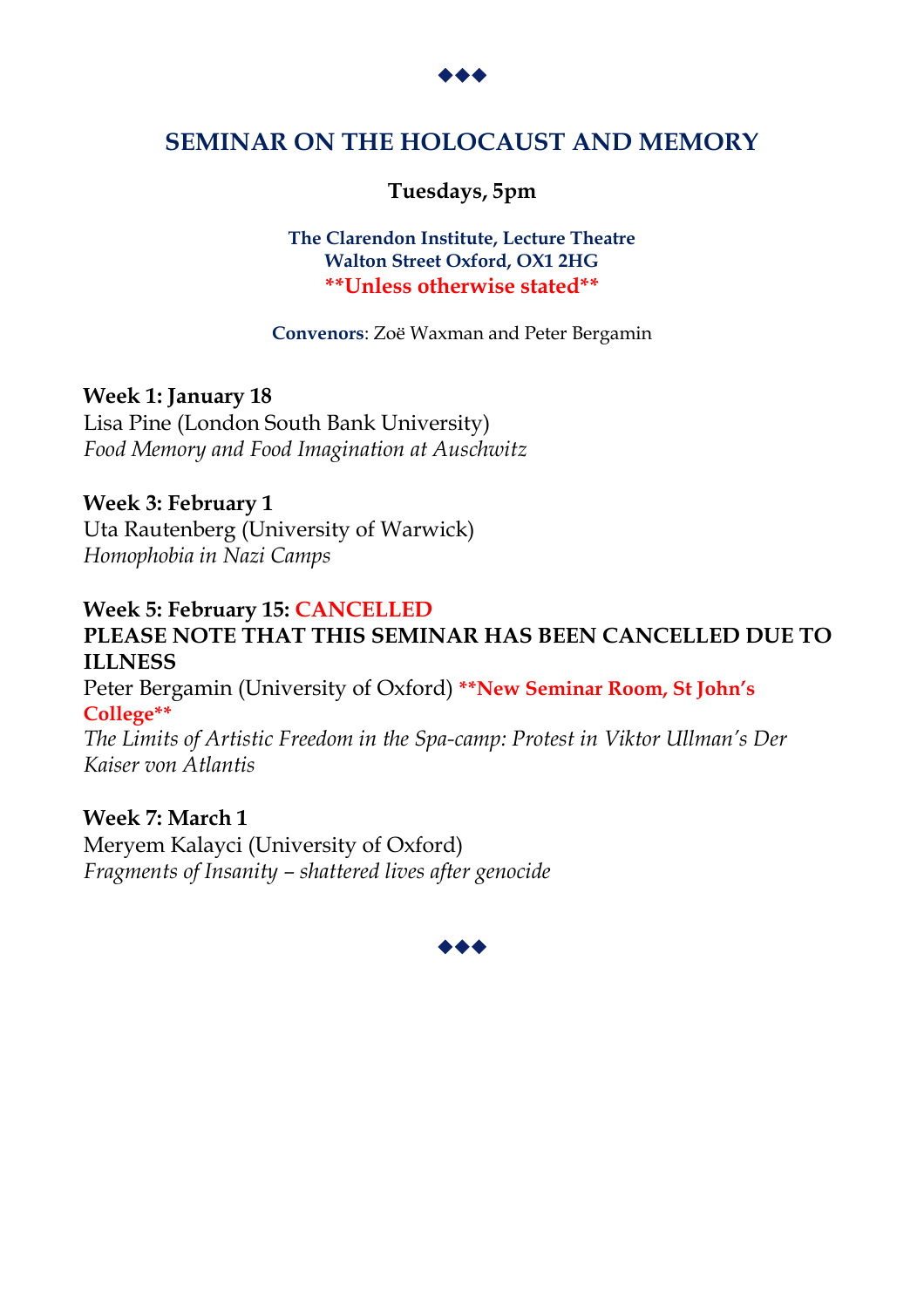◆◆◆

## SEMINAR ON THE HOLOCAUST AND MEMORY

**Tuesdays, 5pm**

**The Clarendon Institute, Lecture Theatre**
**Walton Street Oxford, OX1 2HG**
****Unless otherwise stated****

**Convenors**: Zoë Waxman and Peter Bergamin

**Week 1: January 18**
Lisa Pine (London South Bank University)
*Food Memory and Food Imagination at Auschwitz*

**Week 3: February 1**
Uta Rautenberg (University of Warwick)
*Homophobia in Nazi Camps*

**Week 5: February 15: CANCELLED**
**PLEASE NOTE THAT THIS SEMINAR HAS BEEN CANCELLED DUE TO ILLNESS**
Peter Bergamin (University of Oxford) ****New Seminar Room, St John's College****
*The Limits of Artistic Freedom in the Spa-camp: Protest in Viktor Ullman's Der Kaiser von Atlantis*

**Week 7: March 1**
Meryem Kalayci (University of Oxford)
*Fragments of Insanity – shattered lives after genocide*

◆◆◆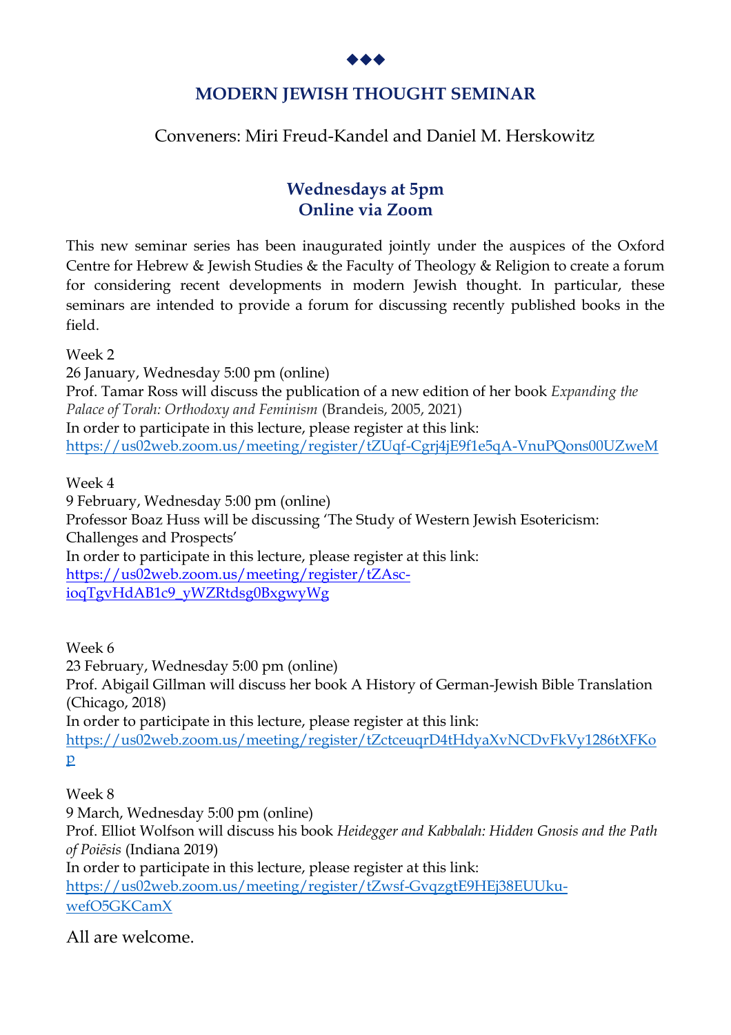◆◆◆

## MODERN JEWISH THOUGHT SEMINAR

Conveners: Miri Freud-Kandel and Daniel M. Herskowitz

**Wednesdays at 5pm**
**Online via Zoom**

This new seminar series has been inaugurated jointly under the auspices of the Oxford Centre for Hebrew & Jewish Studies & the Faculty of Theology & Religion to create a forum for considering recent developments in modern Jewish thought. In particular, these seminars are intended to provide a forum for discussing recently published books in the field.

Week 2
26 January, Wednesday 5:00 pm (online)
Prof. Tamar Ross will discuss the publication of a new edition of her book *Expanding the Palace of Torah: Orthodoxy and Feminism* (Brandeis, 2005, 2021)
In order to participate in this lecture, please register at this link:
https://us02web.zoom.us/meeting/register/tZUqf-Cgrj4jE9f1e5qA-VnuPQons00UZweM

Week 4
9 February, Wednesday 5:00 pm (online)
Professor Boaz Huss will be discussing 'The Study of Western Jewish Esotericism: Challenges and Prospects'
In order to participate in this lecture, please register at this link:
https://us02web.zoom.us/meeting/register/tZAsc-ioqTgvHdAB1c9_yWZRtdsg0BxgwyWg

Week 6
23 February, Wednesday 5:00 pm (online)
Prof. Abigail Gillman will discuss her book A History of German-Jewish Bible Translation (Chicago, 2018)
In order to participate in this lecture, please register at this link:
https://us02web.zoom.us/meeting/register/tZctceuqrD4tHdyaXvNCDvFkVy1286tXFKop

Week 8
9 March, Wednesday 5:00 pm (online)
Prof. Elliot Wolfson will discuss his book *Heidegger and Kabbalah: Hidden Gnosis and the Path of Poiēsis* (Indiana 2019)
In order to participate in this lecture, please register at this link:
https://us02web.zoom.us/meeting/register/tZwsf-GvqzgtE9HEj38EUUku-wefO5GKCamX

All are welcome.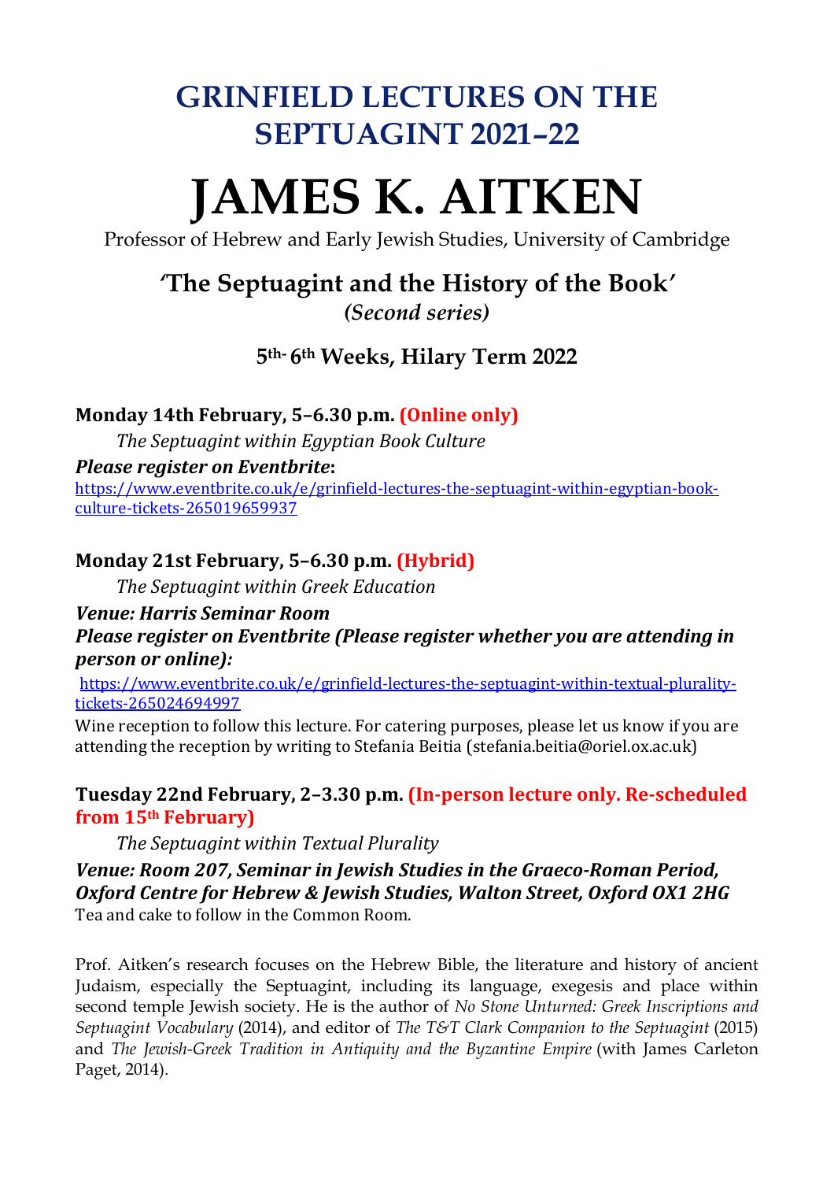# GRINFIELD LECTURES ON THE SEPTUAGINT 2021–22

# JAMES K. AITKEN

Professor of Hebrew and Early Jewish Studies, University of Cambridge

## 'The Septuagint and the History of the Book'

***(Second series)***

### 5th- 6th Weeks, Hilary Term 2022

**Monday 14th February, 5–6.30 p.m. (Online only)**

*The Septuagint within Egyptian Book Culture*

***Please register on Eventbrite*:**
https://www.eventbrite.co.uk/e/grinfield-lectures-the-septuagint-within-egyptian-book-culture-tickets-265019659937

**Monday 21st February, 5–6.30 p.m. (Hybrid)**

*The Septuagint within Greek Education*

***Venue: Harris Seminar Room***

***Please register on Eventbrite (Please register whether you are attending in person or online):***

https://www.eventbrite.co.uk/e/grinfield-lectures-the-septuagint-within-textual-plurality-tickets-265024694997

Wine reception to follow this lecture. For catering purposes, please let us know if you are attending the reception by writing to Stefania Beitia (stefania.beitia@oriel.ox.ac.uk)

**Tuesday 22nd February, 2–3.30 p.m. (In-person lecture only. Re-scheduled from 15th February)**

*The Septuagint within Textual Plurality*

***Venue: Room 207, Seminar in Jewish Studies in the Graeco-Roman Period, Oxford Centre for Hebrew & Jewish Studies, Walton Street, Oxford OX1 2HG***

Tea and cake to follow in the Common Room.

Prof. Aitken's research focuses on the Hebrew Bible, the literature and history of ancient Judaism, especially the Septuagint, including its language, exegesis and place within second temple Jewish society. He is the author of *No Stone Unturned: Greek Inscriptions and Septuagint Vocabulary* (2014), and editor of *The T&T Clark Companion to the Septuagint* (2015) and *The Jewish-Greek Tradition in Antiquity and the Byzantine Empire* (with James Carleton Paget, 2014).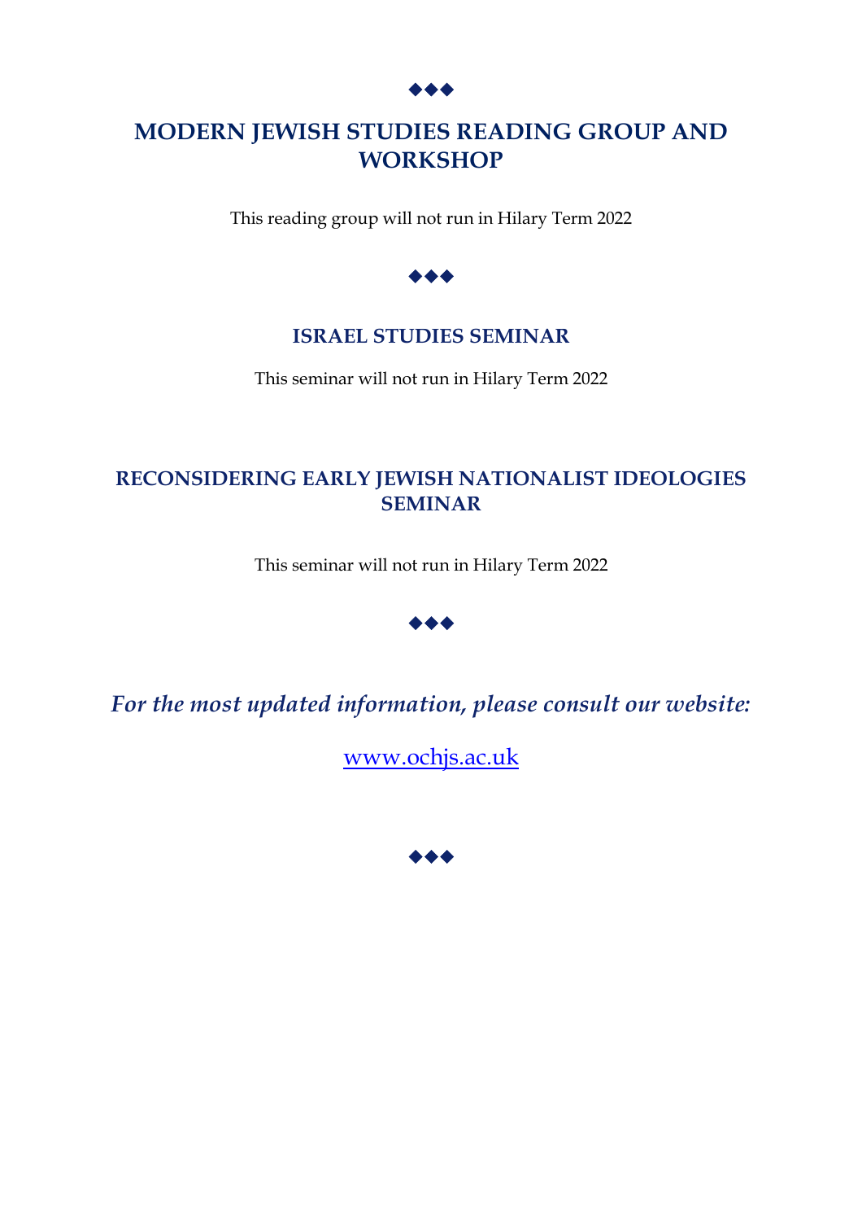◆◆◆

## MODERN JEWISH STUDIES READING GROUP AND WORKSHOP

This reading group will not run in Hilary Term 2022

◆◆◆

## ISRAEL STUDIES SEMINAR

This seminar will not run in Hilary Term 2022

## RECONSIDERING EARLY JEWISH NATIONALIST IDEOLOGIES SEMINAR

This seminar will not run in Hilary Term 2022

◆◆◆

***For the most updated information, please consult our website:***

[www.ochjs.ac.uk](http://www.ochjs.ac.uk)

◆◆◆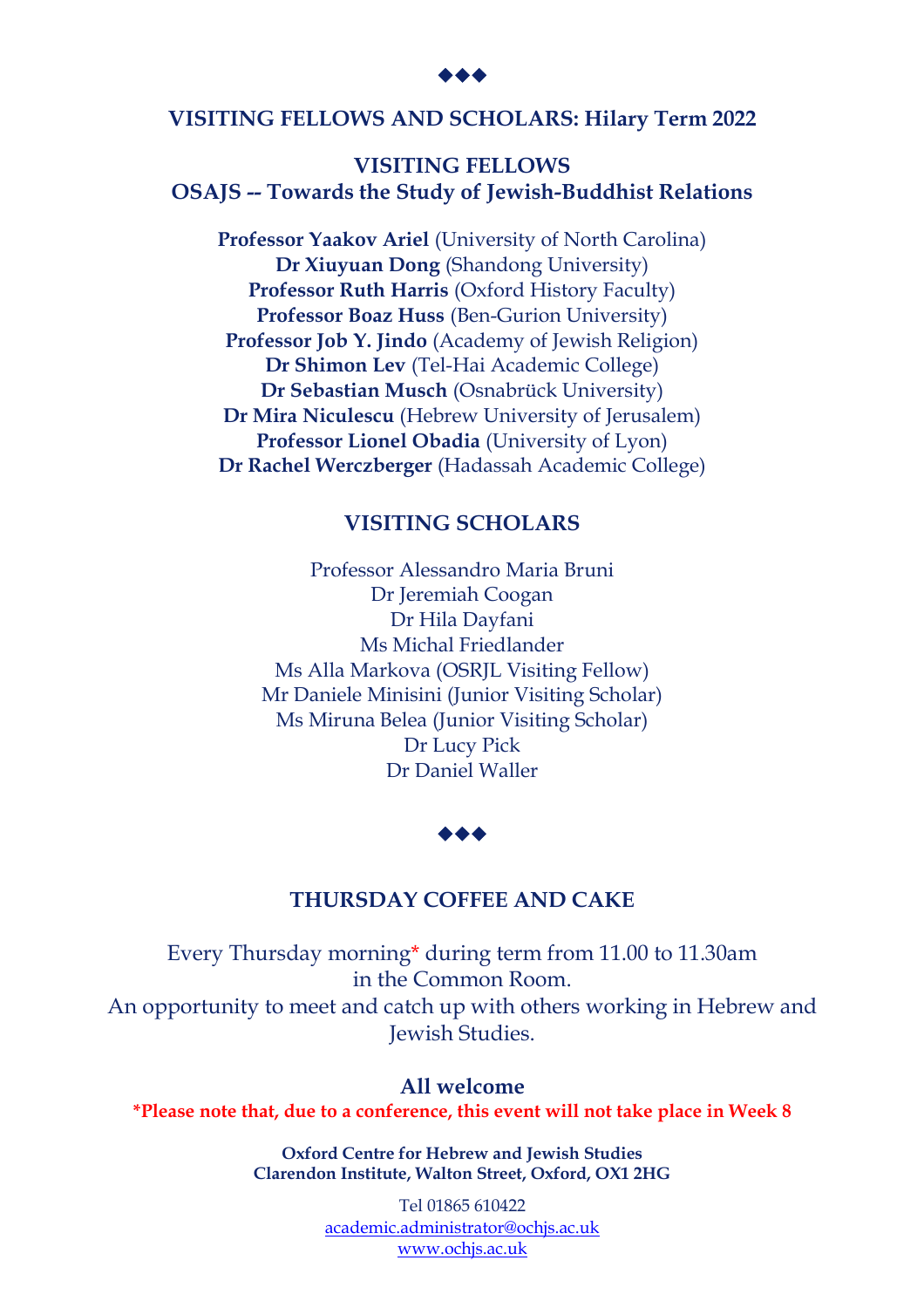◆◆◆

## VISITING FELLOWS AND SCHOLARS: Hilary Term 2022

### VISITING FELLOWS
### OSAJS -- Towards the Study of Jewish-Buddhist Relations

**Professor Yaakov Ariel** (University of North Carolina)
**Dr Xiuyuan Dong** (Shandong University)
**Professor Ruth Harris** (Oxford History Faculty)
**Professor Boaz Huss** (Ben-Gurion University)
**Professor Job Y. Jindo** (Academy of Jewish Religion)
**Dr Shimon Lev** (Tel-Hai Academic College)
**Dr Sebastian Musch** (Osnabrück University)
**Dr Mira Niculescu** (Hebrew University of Jerusalem)
**Professor Lionel Obadia** (University of Lyon)
**Dr Rachel Werczberger** (Hadassah Academic College)

### VISITING SCHOLARS

Professor Alessandro Maria Bruni
Dr Jeremiah Coogan
Dr Hila Dayfani
Ms Michal Friedlander
Ms Alla Markova (OSRJL Visiting Fellow)
Mr Daniele Minisini (Junior Visiting Scholar)
Ms Miruna Belea (Junior Visiting Scholar)
Dr Lucy Pick
Dr Daniel Waller

◆◆◆

## THURSDAY COFFEE AND CAKE

Every Thursday morning* during term from 11.00 to 11.30am in the Common Room.
An opportunity to meet and catch up with others working in Hebrew and Jewish Studies.

**All welcome**

**\*Please note that, due to a conference, this event will not take place in Week 8**

**Oxford Centre for Hebrew and Jewish Studies**
**Clarendon Institute, Walton Street, Oxford, OX1 2HG**

Tel 01865 610422
academic.administrator@ochjs.ac.uk
www.ochjs.ac.uk